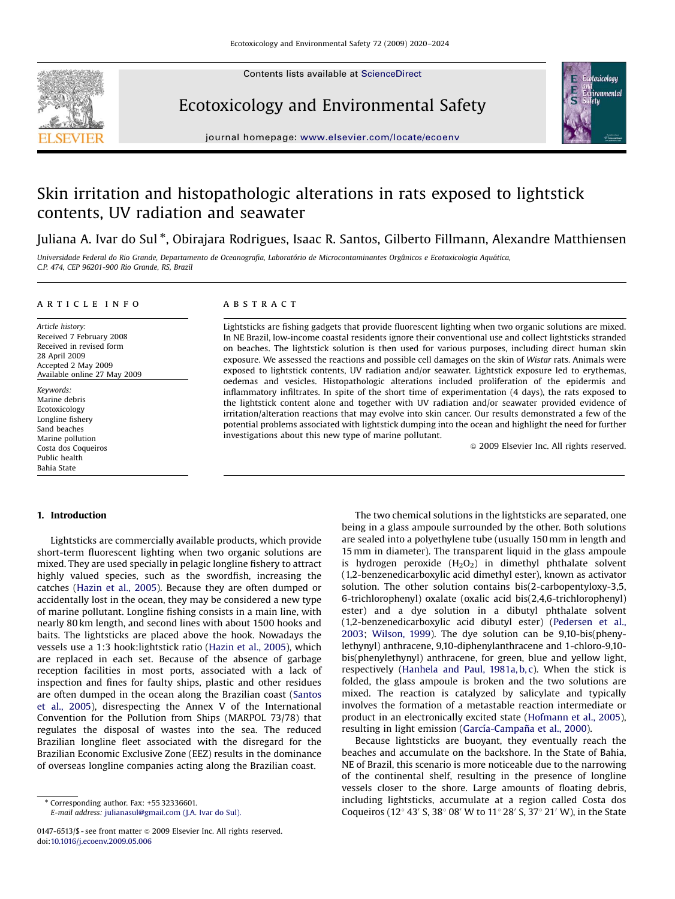# Skin irritation and histopathologic alterations in rats exposed to lightstick contents, UV radiation and seawater

Juliana A. Ivar do Sul *, Obirajara Rodrigues, Isaac R. Santos, Gilberto Fillmann, Alexandre Matthiensen

*Universidade Federal do Rio Grande, Departamento de Oceanografia, Laboratório de Microcontaminantes Orgânicos e Ecotoxicologia Aquática, C.P. 474, CEP 96201-900 Rio Grande, RS, Brazil*

## ARTICLE INFO

*Article history:*
Received 7 February 2008
Received in revised form
28 April 2009
Accepted 2 May 2009
Available online 27 May 2009

*Keywords:*
Marine debris
Ecotoxicology
Longline fishery
Sand beaches
Marine pollution
Costa dos Coqueiros
Public health
Bahia State

## ABSTRACT

Lightsticks are fishing gadgets that provide fluorescent lighting when two organic solutions are mixed. In NE Brazil, low-income coastal residents ignore their conventional use and collect lightsticks stranded on beaches. The lightstick solution is then used for various purposes, including direct human skin exposure. We assessed the reactions and possible cell damages on the skin of *Wistar* rats. Animals were exposed to lightstick contents, UV radiation and/or seawater. Lightstick exposure led to erythemas, oedemas and vesicles. Histopathologic alterations included proliferation of the epidermis and inflammatory infiltrates. In spite of the short time of experimentation (4 days), the rats exposed to the lightstick content alone and together with UV radiation and/or seawater provided evidence of irritation/alteration reactions that may evolve into skin cancer. Our results demonstrated a few of the potential problems associated with lightstick dumping into the ocean and highlight the need for further investigations about this new type of marine pollutant.

© 2009 Elsevier Inc. All rights reserved.

## 1. Introduction

Lightsticks are commercially available products, which provide short-term fluorescent lighting when two organic solutions are mixed. They are used specially in pelagic longline fishery to attract highly valued species, such as the swordfish, increasing the catches (Hazin et al., 2005). Because they are often dumped or accidentally lost in the ocean, they may be considered a new type of marine pollutant. Longline fishing consists in a main line, with nearly 80 km length, and second lines with about 1500 hooks and baits. The lightsticks are placed above the hook. Nowadays the vessels use a 1:3 hook:lightstick ratio (Hazin et al., 2005), which are replaced in each set. Because of the absence of garbage reception facilities in most ports, associated with a lack of inspection and fines for faulty ships, plastic and other residues are often dumped in the ocean along the Brazilian coast (Santos et al., 2005), disrespecting the Annex V of the International Convention for the Pollution from Ships (MARPOL 73/78) that regulates the disposal of wastes into the sea. The reduced Brazilian longline fleet associated with the disregard for the Brazilian Economic Exclusive Zone (EEZ) results in the dominance of overseas longline companies acting along the Brazilian coast.

The two chemical solutions in the lightsticks are separated, one being in a glass ampoule surrounded by the other. Both solutions are sealed into a polyethylene tube (usually 150 mm in length and 15 mm in diameter). The transparent liquid in the glass ampoule is hydrogen peroxide ($H_2O_2$) in dimethyl phthalate solvent (1,2-benzenedicarboxylic acid dimethyl ester), known as activator solution. The other solution contains bis(2-carbopentyloxy-3,5,6-trichlorophenyl) oxalate (oxalic acid bis(2,4,6-trichlorophenyl) ester) and a dye solution in a dibutyl phthalate solvent (1,2-benzenedicarboxylic acid dibutyl ester) (Pedersen et al., 2003; Wilson, 1999). The dye solution can be 9,10-bis(phenylethynyl) anthracene, 9,10-diphenylanthracene and 1-chloro-9,10-bis(phenylethynyl) anthracene, for green, blue and yellow light, respectively (Hanhela and Paul, 1981a, b, c). When the stick is folded, the glass ampoule is broken and the two solutions are mixed. The reaction is catalyzed by salicylate and typically involves the formation of a metastable reaction intermediate or product in an electronically excited state (Hofmann et al., 2005), resulting in light emission (García-Campaña et al., 2000).

Because lightsticks are buoyant, they eventually reach the beaches and accumulate on the backshore. In the State of Bahia, NE of Brazil, this scenario is more noticeable due to the narrowing of the continental shelf, resulting in the presence of longline vessels closer to the shore. Large amounts of floating debris, including lightsticks, accumulate at a region called Costa dos Coqueiros (12° 43′ S, 38° 08′ W to 11° 28′ S, 37° 21′ W), in the State

* Corresponding author. Fax: +55 32336601.
*E-mail address:* julianasul@gmail.com (J.A. Ivar do Sul).

0147-6513/$ - see front matter © 2009 Elsevier Inc. All rights reserved.
doi:10.1016/j.ecoenv.2009.05.006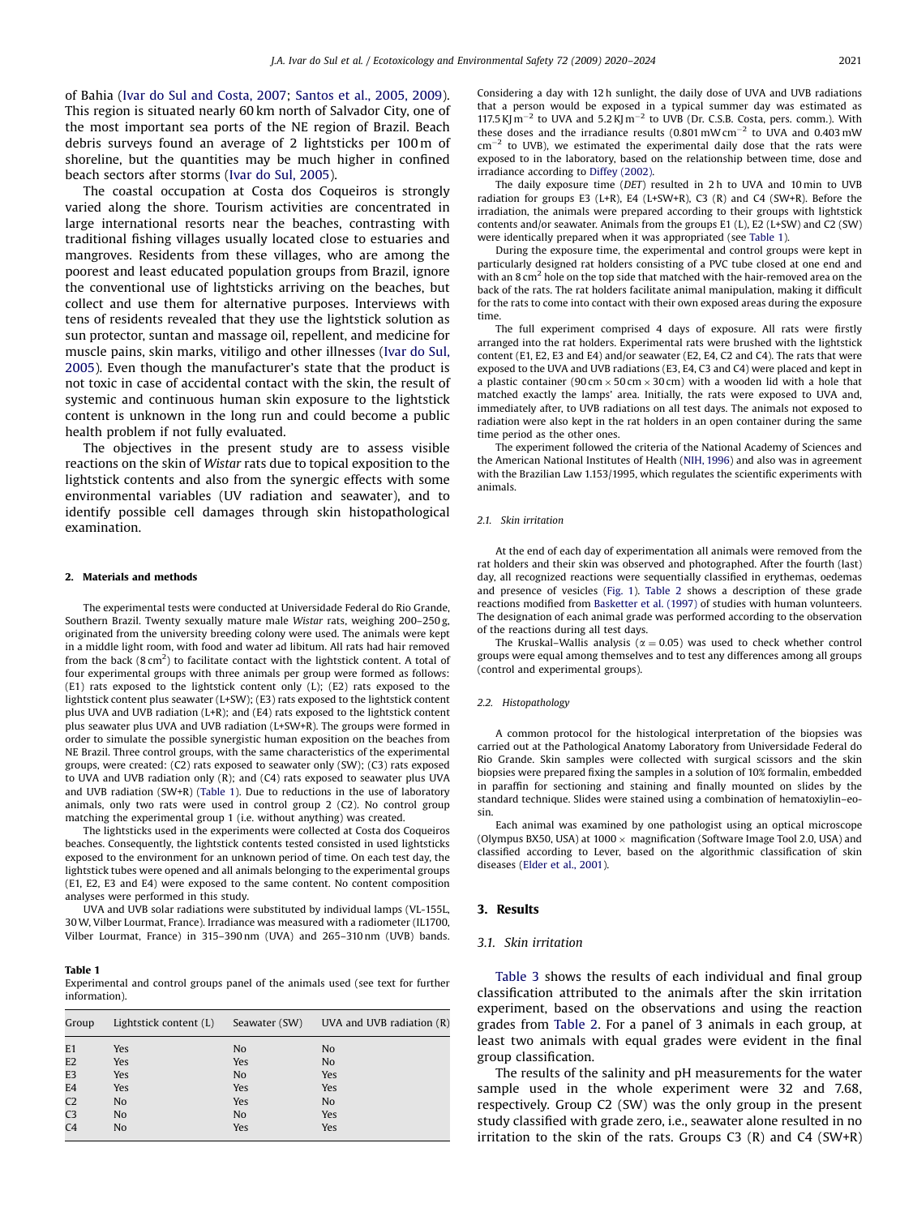of Bahia (Ivar do Sul and Costa, 2007; Santos et al., 2005, 2009). This region is situated nearly 60 km north of Salvador City, one of the most important sea ports of the NE region of Brazil. Beach debris surveys found an average of 2 lightsticks per 100 m of shoreline, but the quantities may be much higher in confined beach sectors after storms (Ivar do Sul, 2005).

The coastal occupation at Costa dos Coqueiros is strongly varied along the shore. Tourism activities are concentrated in large international resorts near the beaches, contrasting with traditional fishing villages usually located close to estuaries and mangroves. Residents from these villages, who are among the poorest and least educated population groups from Brazil, ignore the conventional use of lightsticks arriving on the beaches, but collect and use them for alternative purposes. Interviews with tens of residents revealed that they use the lightstick solution as sun protector, suntan and massage oil, repellent, and medicine for muscle pains, skin marks, vitiligo and other illnesses (Ivar do Sul, 2005). Even though the manufacturer's state that the product is not toxic in case of accidental contact with the skin, the result of systemic and continuous human skin exposure to the lightstick content is unknown in the long run and could become a public health problem if not fully evaluated.

The objectives in the present study are to assess visible reactions on the skin of *Wistar* rats due to topical exposition to the lightstick contents and also from the synergic effects with some environmental variables (UV radiation and seawater), and to identify possible cell damages through skin histopathological examination.

## 2. Materials and methods

The experimental tests were conducted at Universidade Federal do Rio Grande, Southern Brazil. Twenty sexually mature male *Wistar* rats, weighing 200–250 g, originated from the university breeding colony were used. The animals were kept in a middle light room, with food and water ad libitum. All rats had hair removed from the back (8 cm$^2$) to facilitate contact with the lightstick content. A total of four experimental groups with three animals per group were formed as follows: (E1) rats exposed to the lightstick content only (L); (E2) rats exposed to the lightstick content plus seawater (L+SW); (E3) rats exposed to the lightstick content plus UVA and UVB radiation (L+R); and (E4) rats exposed to the lightstick content plus seawater plus UVA and UVB radiation (L+SW+R). The groups were formed in order to simulate the possible synergistic human exposition on the beaches from NE Brazil. Three control groups, with the same characteristics of the experimental groups, were created: (C2) rats exposed to seawater only (SW); (C3) rats exposed to UVA and UVB radiation only (R); and (C4) rats exposed to seawater plus UVA and UVB radiation (SW+R) (Table 1). Due to reductions in the use of laboratory animals, only two rats were used in control group 2 (C2). No control group matching the experimental group 1 (i.e. without anything) was created.

The lightsticks used in the experiments were collected at Costa dos Coqueiros beaches. Consequently, the lightstick contents tested consisted in used lightsticks exposed to the environment for an unknown period of time. On each test day, the lightstick tubes were opened and all animals belonging to the experimental groups (E1, E2, E3 and E4) were exposed to the same content. No content composition analyses were performed in this study.

UVA and UVB solar radiations were substituted by individual lamps (VL-155L, 30 W, Vilber Lourmat, France). Irradiance was measured with a radiometer (IL1700, Vilber Lourmat, France) in 315–390 nm (UVA) and 265–310 nm (UVB) bands.

**Table 1**
Experimental and control groups panel of the animals used (see text for further information).

| Group | Lightstick content (L) | Seawater (SW) | UVA and UVB radiation (R) |
|---|---|---|---|
| E1 | Yes | No | No |
| E2 | Yes | Yes | No |
| E3 | Yes | No | Yes |
| E4 | Yes | Yes | Yes |
| C2 | No | Yes | No |
| C3 | No | No | Yes |
| C4 | No | Yes | Yes |

Considering a day with 12 h sunlight, the daily dose of UVA and UVB radiations that a person would be exposed in a typical summer day was estimated as 117.5 KJ m$^{-2}$ to UVA and 5.2 KJ m$^{-2}$ to UVB (Dr. C.S.B. Costa, pers. comm.). With these doses and the irradiance results (0.801 mW cm$^{-2}$ to UVA and 0.403 mW cm$^{-2}$ to UVB), we estimated the experimental daily dose that the rats were exposed to in the laboratory, based on the relationship between time, dose and irradiance according to Diffey (2002).

The daily exposure time (*DET*) resulted in 2 h to UVA and 10 min to UVB radiation for groups E3 (L+R), E4 (L+SW+R), C3 (R) and C4 (SW+R). Before the irradiation, the animals were prepared according to their groups with lightstick contents and/or seawater. Animals from the groups E1 (L), E2 (L+SW) and C2 (SW) were identically prepared when it was appropriated (see Table 1).

During the exposure time, the experimental and control groups were kept in particularly designed rat holders consisting of a PVC tube closed at one end and with an 8 cm$^2$ hole on the top side that matched with the hair-removed area on the back of the rats. The rat holders facilitate animal manipulation, making it difficult for the rats to come into contact with their own exposed areas during the exposure time.

The full experiment comprised 4 days of exposure. All rats were firstly arranged into the rat holders. Experimental rats were brushed with the lightstick content (E1, E2, E3 and E4) and/or seawater (E2, E4, C2 and C4). The rats that were exposed to the UVA and UVB radiations (E3, E4, C3 and C4) were placed and kept in a plastic container (90 cm × 50 cm × 30 cm) with a wooden lid with a hole that matched exactly the lamps' area. Initially, the rats were exposed to UVA and, immediately after, to UVB radiations on all test days. The animals not exposed to radiation were also kept in the rat holders in an open container during the same time period as the other ones.

The experiment followed the criteria of the National Academy of Sciences and the American National Institutes of Health (NIH, 1996) and also was in agreement with the Brazilian Law 1.153/1995, which regulates the scientific experiments with animals.

### 2.1. Skin irritation

At the end of each day of experimentation all animals were removed from the rat holders and their skin was observed and photographed. After the fourth (last) day, all recognized reactions were sequentially classified in erythemas, oedemas and presence of vesicles (Fig. 1). Table 2 shows a description of these grade reactions modified from Basketter et al. (1997) of studies with human volunteers. The designation of each animal grade was performed according to the observation of the reactions during all test days.

The Kruskal–Wallis analysis ($\alpha = 0.05$) was used to check whether control groups were equal among themselves and to test any differences among all groups (control and experimental groups).

### 2.2. Histopathology

A common protocol for the histological interpretation of the biopsies was carried out at the Pathological Anatomy Laboratory from Universidade Federal do Rio Grande. Skin samples were collected with surgical scissors and the skin biopsies were prepared fixing the samples in a solution of 10% formalin, embedded in paraffin for sectioning and staining and finally mounted on slides by the standard technique. Slides were stained using a combination of hematoxiylin–eosin.

Each animal was examined by one pathologist using an optical microscope (Olympus BX50, USA) at 1000 × magnification (Software Image Tool 2.0, USA) and classified according to Lever, based on the algorithmic classification of skin diseases (Elder et al., 2001).

## 3. Results

### 3.1. Skin irritation

Table 3 shows the results of each individual and final group classification attributed to the animals after the skin irritation experiment, based on the observations and using the reaction grades from Table 2. For a panel of 3 animals in each group, at least two animals with equal grades were evident in the final group classification.

The results of the salinity and pH measurements for the water sample used in the whole experiment were 32 and 7.68, respectively. Group C2 (SW) was the only group in the present study classified with grade zero, i.e., seawater alone resulted in no irritation to the skin of the rats. Groups C3 (R) and C4 (SW+R)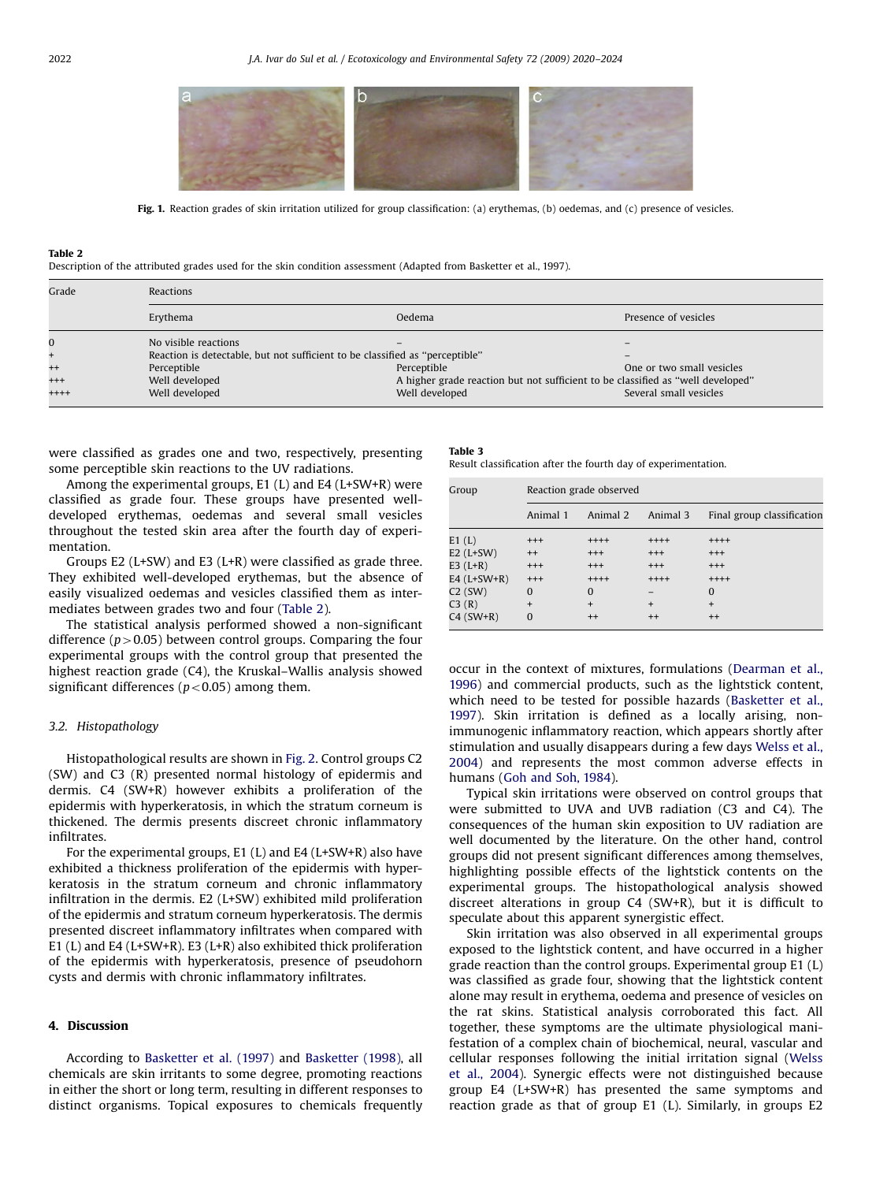Fig. 1. Reaction grades of skin irritation utilized for group classification: (a) erythemas, (b) oedemas, and (c) presence of vesicles.

**Table 2**
Description of the attributed grades used for the skin condition assessment (Adapted from Basketter et al., 1997).

| Grade | Reactions | | |
|---|---|---|---|
| | Erythema | Oedema | Presence of vesicles |
| 0 | No visible reactions | – | – |
| + | Reaction is detectable, but not sufficient to be classified as "perceptible" | | – |
| ++ | Perceptible | Perceptible | One or two small vesicles |
| +++ | Well developed | A higher grade reaction but not sufficient to be classified as "well developed" | |
| ++++ | Well developed | Well developed | Several small vesicles |

were classified as grades one and two, respectively, presenting some perceptible skin reactions to the UV radiations.

Among the experimental groups, E1 (L) and E4 (L+SW+R) were classified as grade four. These groups have presented well-developed erythemas, oedemas and several small vesicles throughout the tested skin area after the fourth day of experimentation.

Groups E2 (L+SW) and E3 (L+R) were classified as grade three. They exhibited well-developed erythemas, but the absence of easily visualized oedemas and vesicles classified them as intermediates between grades two and four (Table 2).

The statistical analysis performed showed a non-significant difference ($p > 0.05$) between control groups. Comparing the four experimental groups with the control group that presented the highest reaction grade (C4), the Kruskal–Wallis analysis showed significant differences ($p < 0.05$) among them.

**Table 3**
Result classification after the fourth day of experimentation.

| Group | Reaction grade observed | | | |
|---|---|---|---|---|
| | Animal 1 | Animal 2 | Animal 3 | Final group classification |
| E1 (L) | +++ | ++++ | ++++ | ++++ |
| E2 (L+SW) | ++ | +++ | +++ | +++ |
| E3 (L+R) | +++ | +++ | +++ | +++ |
| E4 (L+SW+R) | +++ | ++++ | ++++ | ++++ |
| C2 (SW) | 0 | 0 | – | 0 |
| C3 (R) | + | + | + | + |
| C4 (SW+R) | 0 | ++ | ++ | ++ |

### 3.2. Histopathology

Histopathological results are shown in Fig. 2. Control groups C2 (SW) and C3 (R) presented normal histology of epidermis and dermis. C4 (SW+R) however exhibits a proliferation of the epidermis with hyperkeratosis, in which the stratum corneum is thickened. The dermis presents discreet chronic inflammatory infiltrates.

For the experimental groups, E1 (L) and E4 (L+SW+R) also have exhibited a thickness proliferation of the epidermis with hyperkeratosis in the stratum corneum and chronic inflammatory infiltration in the dermis. E2 (L+SW) exhibited mild proliferation of the epidermis and stratum corneum hyperkeratosis. The dermis presented discreet inflammatory infiltrates when compared with E1 (L) and E4 (L+SW+R). E3 (L+R) also exhibited thick proliferation of the epidermis with hyperkeratosis, presence of pseudohorn cysts and dermis with chronic inflammatory infiltrates.

## 4. Discussion

According to Basketter et al. (1997) and Basketter (1998), all chemicals are skin irritants to some degree, promoting reactions in either the short or long term, resulting in different responses to distinct organisms. Topical exposures to chemicals frequently occur in the context of mixtures, formulations (Dearman et al., 1996) and commercial products, such as the lightstick content, which need to be tested for possible hazards (Basketter et al., 1997). Skin irritation is defined as a locally arising, non-immunogenic inflammatory reaction, which appears shortly after stimulation and usually disappears during a few days Welss et al., 2004) and represents the most common adverse effects in humans (Goh and Soh, 1984).

Typical skin irritations were observed on control groups that were submitted to UVA and UVB radiation (C3 and C4). The consequences of the human skin exposition to UV radiation are well documented by the literature. On the other hand, control groups did not present significant differences among themselves, highlighting possible effects of the lightstick contents on the experimental groups. The histopathological analysis showed discreet alterations in group C4 (SW+R), but it is difficult to speculate about this apparent synergistic effect.

Skin irritation was also observed in all experimental groups exposed to the lightstick content, and have occurred in a higher grade reaction than the control groups. Experimental group E1 (L) was classified as grade four, showing that the lightstick content alone may result in erythema, oedema and presence of vesicles on the rat skins. Statistical analysis corroborated this fact. All together, these symptoms are the ultimate physiological manifestation of a complex chain of biochemical, neural, vascular and cellular responses following the initial irritation signal (Welss et al., 2004). Synergic effects were not distinguished because group E4 (L+SW+R) has presented the same symptoms and reaction grade as that of group E1 (L). Similarly, in groups E2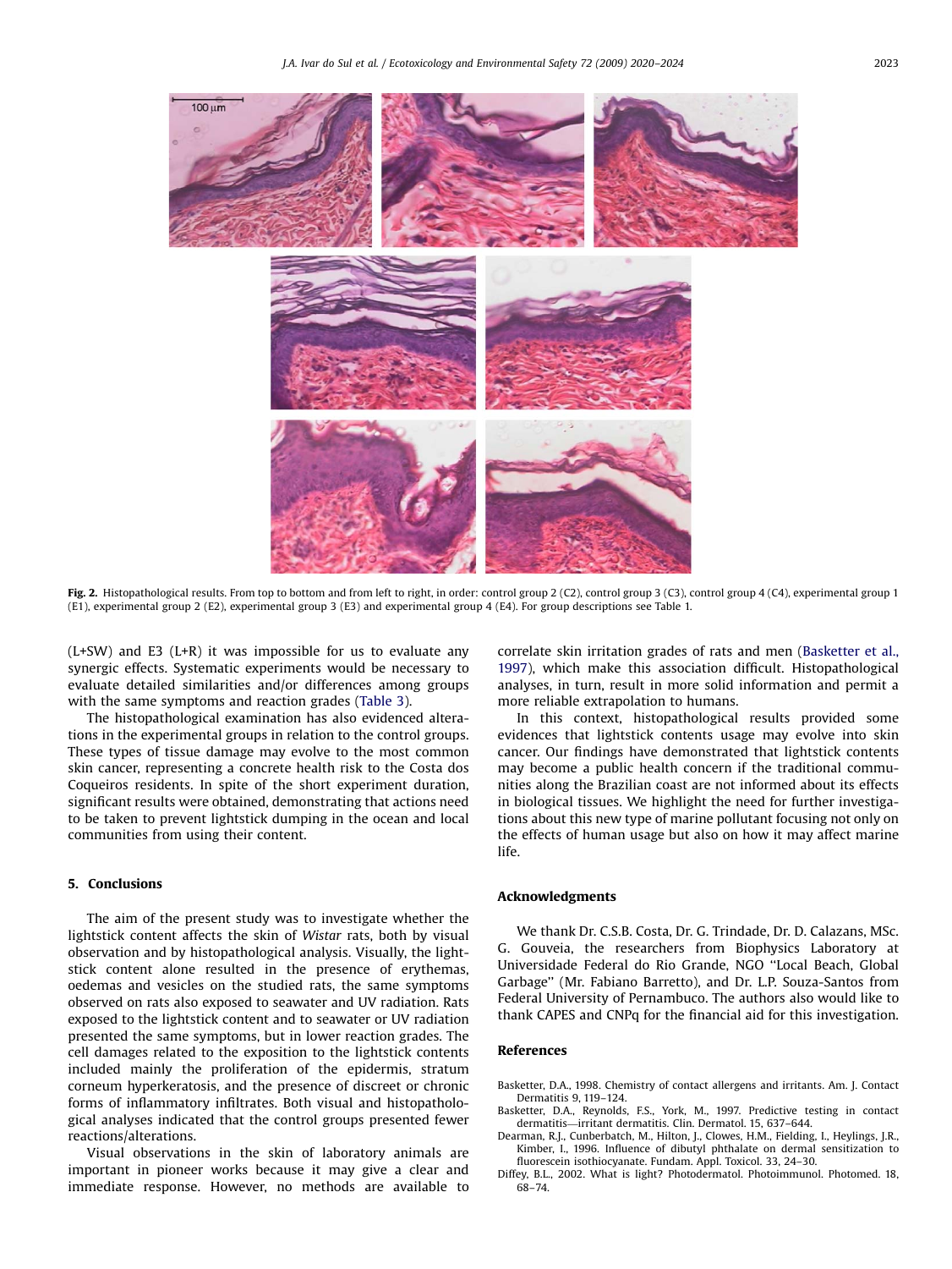Fig. 2. Histopathological results. From top to bottom and from left to right, in order: control group 2 (C2), control group 3 (C3), control group 4 (C4), experimental group 1 (E1), experimental group 2 (E2), experimental group 3 (E3) and experimental group 4 (E4). For group descriptions see Table 1.

(L+SW) and E3 (L+R) it was impossible for us to evaluate any synergic effects. Systematic experiments would be necessary to evaluate detailed similarities and/or differences among groups with the same symptoms and reaction grades (Table 3).

The histopathological examination has also evidenced alterations in the experimental groups in relation to the control groups. These types of tissue damage may evolve to the most common skin cancer, representing a concrete health risk to the Costa dos Coqueiros residents. In spite of the short experiment duration, significant results were obtained, demonstrating that actions need to be taken to prevent lightstick dumping in the ocean and local communities from using their content.

## 5. Conclusions

The aim of the present study was to investigate whether the lightstick content affects the skin of *Wistar* rats, both by visual observation and by histopathological analysis. Visually, the lightstick content alone resulted in the presence of erythemas, oedemas and vesicles on the studied rats, the same symptoms observed on rats also exposed to seawater and UV radiation. Rats exposed to the lightstick content and to seawater or UV radiation presented the same symptoms, but in lower reaction grades. The cell damages related to the exposition to the lightstick contents included mainly the proliferation of the epidermis, stratum corneum hyperkeratosis, and the presence of discreet or chronic forms of inflammatory infiltrates. Both visual and histopathological analyses indicated that the control groups presented fewer reactions/alterations.

Visual observations in the skin of laboratory animals are important in pioneer works because it may give a clear and immediate response. However, no methods are available to correlate skin irritation grades of rats and men (Basketter et al., 1997), which make this association difficult. Histopathological analyses, in turn, result in more solid information and permit a more reliable extrapolation to humans.

In this context, histopathological results provided some evidences that lightstick contents usage may evolve into skin cancer. Our findings have demonstrated that lightstick contents may become a public health concern if the traditional communities along the Brazilian coast are not informed about its effects in biological tissues. We highlight the need for further investigations about this new type of marine pollutant focusing not only on the effects of human usage but also on how it may affect marine life.

## Acknowledgments

We thank Dr. C.S.B. Costa, Dr. G. Trindade, Dr. D. Calazans, MSc. G. Gouveia, the researchers from Biophysics Laboratory at Universidade Federal do Rio Grande, NGO ''Local Beach, Global Garbage'' (Mr. Fabiano Barretto), and Dr. L.P. Souza-Santos from Federal University of Pernambuco. The authors also would like to thank CAPES and CNPq for the financial aid for this investigation.

## References

Basketter, D.A., 1998. Chemistry of contact allergens and irritants. Am. J. Contact Dermatitis 9, 119–124.

Basketter, D.A., Reynolds, F.S., York, M., 1997. Predictive testing in contact dermatitis—irritant dermatitis. Clin. Dermatol. 15, 637–644.

Dearman, R.J., Cunberbatch, M., Hilton, J., Clowes, H.M., Fielding, I., Heylings, J.R., Kimber, I., 1996. Influence of dibutyl phthalate on dermal sensitization to fluorescein isothiocyanate. Fundam. Appl. Toxicol. 33, 24–30.

Diffey, B.L., 2002. What is light? Photodermatol. Photoimmunol. Photomed. 18, 68–74.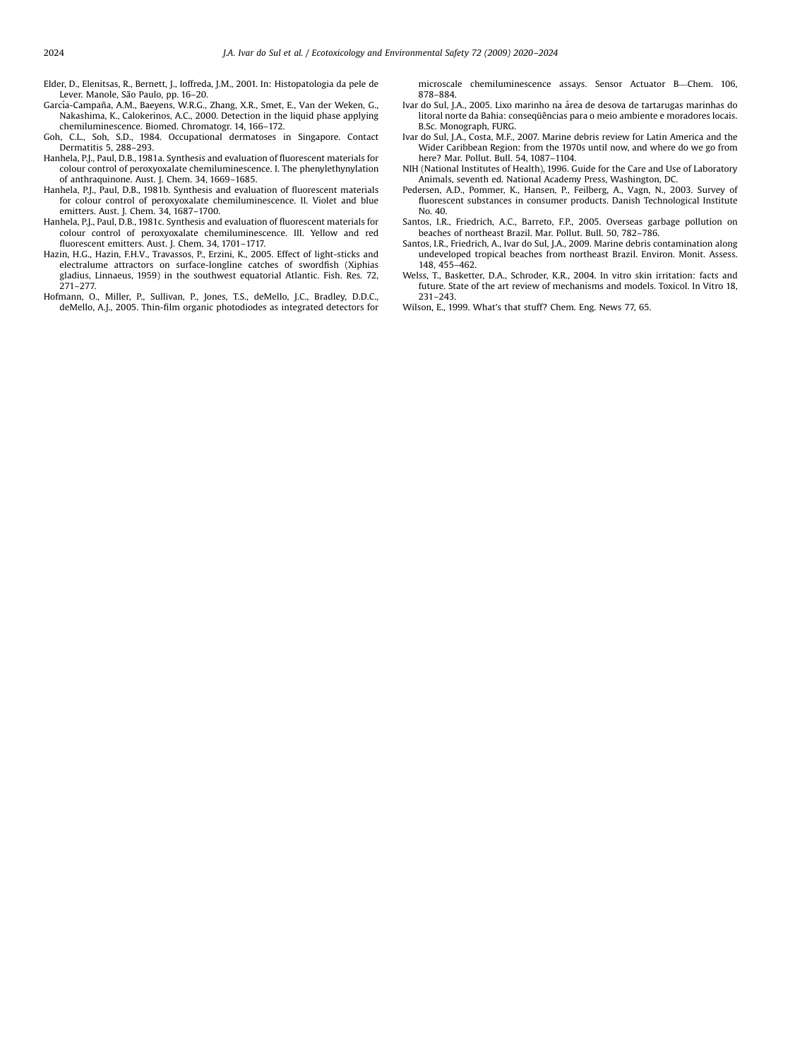Elder, D., Elenitsas, R., Bernett, J., Ioffreda, J.M., 2001. In: Histopatologia da pele de Lever. Manole, São Paulo, pp. 16–20.

García-Campaña, A.M., Baeyens, W.R.G., Zhang, X.R., Smet, E., Van der Weken, G., Nakashima, K., Calokerinos, A.C., 2000. Detection in the liquid phase applying chemiluminescence. Biomed. Chromatogr. 14, 166–172.

Goh, C.L., Soh, S.D., 1984. Occupational dermatoses in Singapore. Contact Dermatitis 5, 288–293.

Hanhela, P.J., Paul, D.B., 1981a. Synthesis and evaluation of fluorescent materials for colour control of peroxyoxalate chemiluminescence. I. The phenylethynylation of anthraquinone. Aust. J. Chem. 34, 1669–1685.

Hanhela, P.J., Paul, D.B., 1981b. Synthesis and evaluation of fluorescent materials for colour control of peroxyoxalate chemiluminescence. II. Violet and blue emitters. Aust. J. Chem. 34, 1687–1700.

Hanhela, P.J., Paul, D.B., 1981c. Synthesis and evaluation of fluorescent materials for colour control of peroxyoxalate chemiluminescence. III. Yellow and red fluorescent emitters. Aust. J. Chem. 34, 1701–1717.

Hazin, H.G., Hazin, F.H.V., Travassos, P., Erzini, K., 2005. Effect of light-sticks and electralume attractors on surface-longline catches of swordfish (Xiphias gladius, Linnaeus, 1959) in the southwest equatorial Atlantic. Fish. Res. 72, 271–277.

Hofmann, O., Miller, P., Sullivan, P., Jones, T.S., deMello, J.C., Bradley, D.D.C., deMello, A.J., 2005. Thin-film organic photodiodes as integrated detectors for microscale chemiluminescence assays. Sensor Actuator B—Chem. 106, 878–884.

Ivar do Sul, J.A., 2005. Lixo marinho na área de desova de tartarugas marinhas do litoral norte da Bahia: conseqüências para o meio ambiente e moradores locais. B.Sc. Monograph, FURG.

Ivar do Sul, J.A., Costa, M.F., 2007. Marine debris review for Latin America and the Wider Caribbean Region: from the 1970s until now, and where do we go from here? Mar. Pollut. Bull. 54, 1087–1104.

NIH (National Institutes of Health), 1996. Guide for the Care and Use of Laboratory Animals, seventh ed. National Academy Press, Washington, DC.

Pedersen, A.D., Pommer, K., Hansen, P., Feilberg, A., Vagn, N., 2003. Survey of fluorescent substances in consumer products. Danish Technological Institute No. 40.

Santos, I.R., Friedrich, A.C., Barreto, F.P., 2005. Overseas garbage pollution on beaches of northeast Brazil. Mar. Pollut. Bull. 50, 782–786.

Santos, I.R., Friedrich, A., Ivar do Sul, J.A., 2009. Marine debris contamination along undeveloped tropical beaches from northeast Brazil. Environ. Monit. Assess. 148, 455–462.

Welss, T., Basketter, D.A., Schroder, K.R., 2004. In vitro skin irritation: facts and future. State of the art review of mechanisms and models. Toxicol. In Vitro 18, 231–243.

Wilson, E., 1999. What's that stuff? Chem. Eng. News 77, 65.